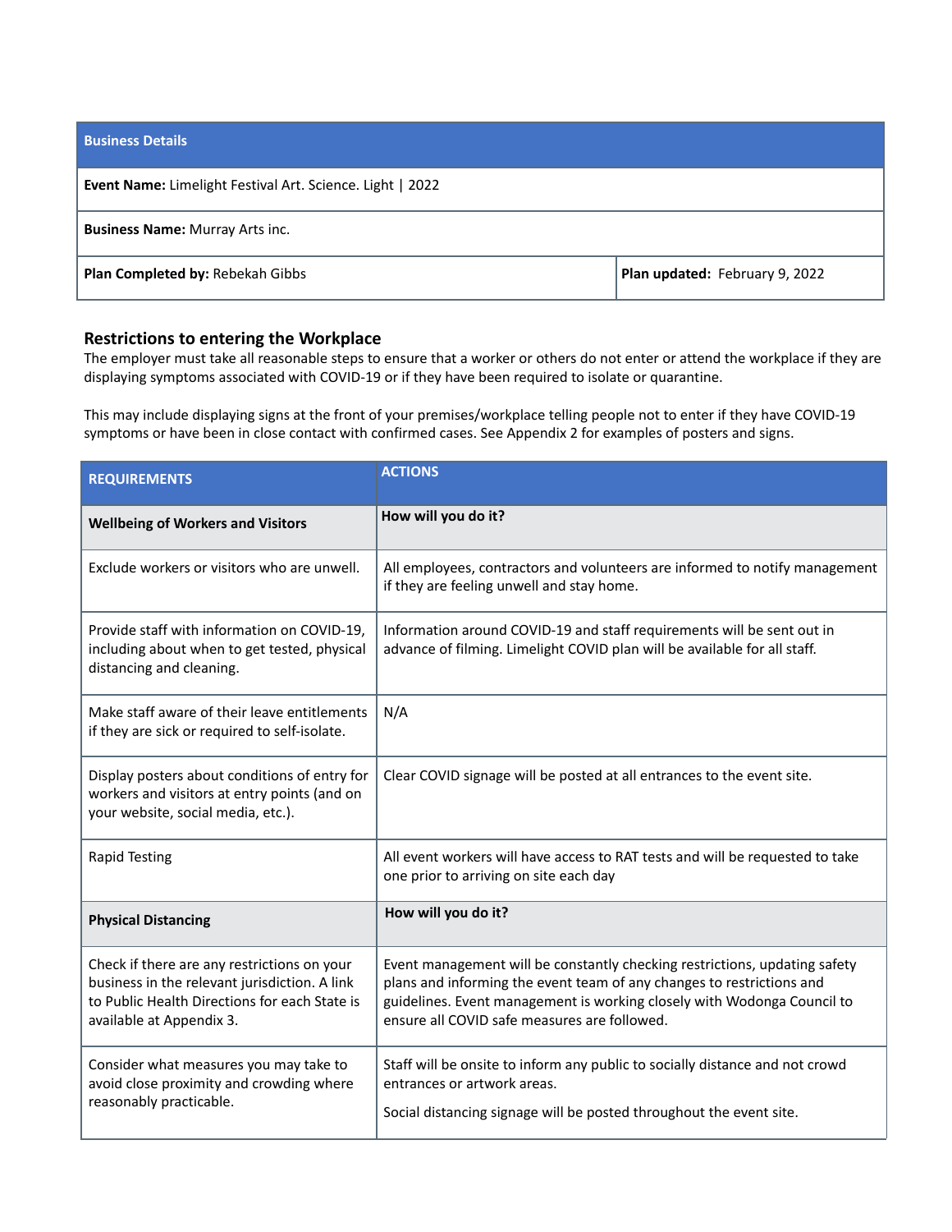| Business Details | |
|---|---|
| **Event Name:** Limelight Festival Art. Science. Light \| 2022 | |
| **Business Name:** Murray Arts inc. | |
| **Plan Completed by:** Rebekah Gibbs | **Plan updated:** February 9, 2022 |

## Restrictions to entering the Workplace

The employer must take all reasonable steps to ensure that a worker or others do not enter or attend the workplace if they are displaying symptoms associated with COVID-19 or if they have been required to isolate or quarantine.

This may include displaying signs at the front of your premises/workplace telling people not to enter if they have COVID-19 symptoms or have been in close contact with confirmed cases. See Appendix 2 for examples of posters and signs.

| REQUIREMENTS | ACTIONS |
|---|---|
| **Wellbeing of Workers and Visitors** | **How will you do it?** |
| Exclude workers or visitors who are unwell. | All employees, contractors and volunteers are informed to notify management if they are feeling unwell and stay home. |
| Provide staff with information on COVID-19, including about when to get tested, physical distancing and cleaning. | Information around COVID-19 and staff requirements will be sent out in advance of filming. Limelight COVID plan will be available for all staff. |
| Make staff aware of their leave entitlements if they are sick or required to self-isolate. | N/A |
| Display posters about conditions of entry for workers and visitors at entry points (and on your website, social media, etc.). | Clear COVID signage will be posted at all entrances to the event site. |
| Rapid Testing | All event workers will have access to RAT tests and will be requested to take one prior to arriving on site each day |
| **Physical Distancing** | **How will you do it?** |
| Check if there are any restrictions on your business in the relevant jurisdiction. A link to Public Health Directions for each State is available at Appendix 3. | Event management will be constantly checking restrictions, updating safety plans and informing the event team of any changes to restrictions and guidelines. Event management is working closely with Wodonga Council to ensure all COVID safe measures are followed. |
| Consider what measures you may take to avoid close proximity and crowding where reasonably practicable. | Staff will be onsite to inform any public to socially distance and not crowd entrances or artwork areas.<br><br>Social distancing signage will be posted throughout the event site. |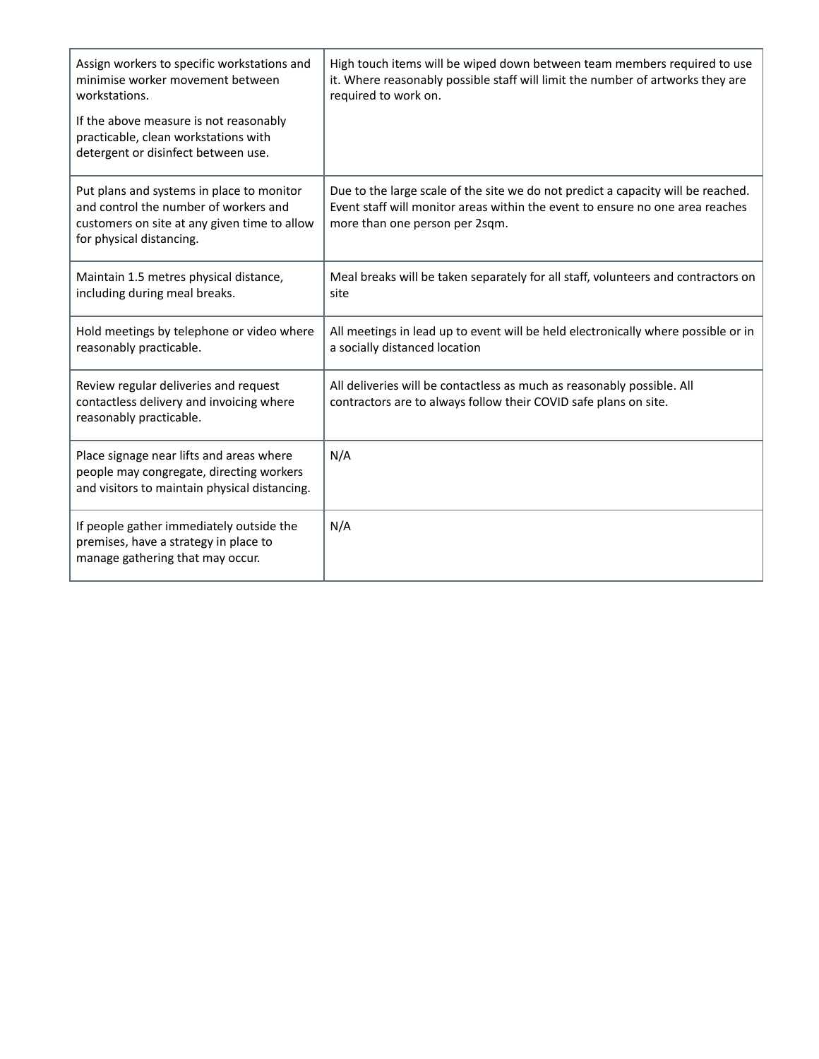| | |
|---|---|
| Assign workers to specific workstations and minimise worker movement between workstations.<br><br>If the above measure is not reasonably practicable, clean workstations with detergent or disinfect between use. | High touch items will be wiped down between team members required to use it. Where reasonably possible staff will limit the number of artworks they are required to work on. |
| Put plans and systems in place to monitor and control the number of workers and customers on site at any given time to allow for physical distancing. | Due to the large scale of the site we do not predict a capacity will be reached. Event staff will monitor areas within the event to ensure no one area reaches more than one person per 2sqm. |
| Maintain 1.5 metres physical distance, including during meal breaks. | Meal breaks will be taken separately for all staff, volunteers and contractors on site |
| Hold meetings by telephone or video where reasonably practicable. | All meetings in lead up to event will be held electronically where possible or in a socially distanced location |
| Review regular deliveries and request contactless delivery and invoicing where reasonably practicable. | All deliveries will be contactless as much as reasonably possible. All contractors are to always follow their COVID safe plans on site. |
| Place signage near lifts and areas where people may congregate, directing workers and visitors to maintain physical distancing. | N/A |
| If people gather immediately outside the premises, have a strategy in place to manage gathering that may occur. | N/A |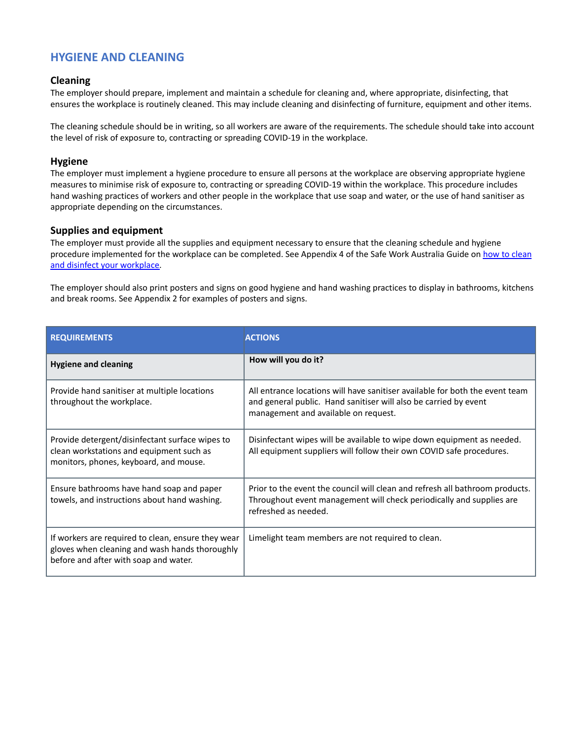## HYGIENE AND CLEANING

### Cleaning

The employer should prepare, implement and maintain a schedule for cleaning and, where appropriate, disinfecting, that ensures the workplace is routinely cleaned. This may include cleaning and disinfecting of furniture, equipment and other items.

The cleaning schedule should be in writing, so all workers are aware of the requirements. The schedule should take into account the level of risk of exposure to, contracting or spreading COVID-19 in the workplace.

### Hygiene

The employer must implement a hygiene procedure to ensure all persons at the workplace are observing appropriate hygiene measures to minimise risk of exposure to, contracting or spreading COVID-19 within the workplace. This procedure includes hand washing practices of workers and other people in the workplace that use soap and water, or the use of hand sanitiser as appropriate depending on the circumstances.

### Supplies and equipment

The employer must provide all the supplies and equipment necessary to ensure that the cleaning schedule and hygiene procedure implemented for the workplace can be completed. See Appendix 4 of the Safe Work Australia Guide on how to clean and disinfect your workplace.

The employer should also print posters and signs on good hygiene and hand washing practices to display in bathrooms, kitchens and break rooms. See Appendix 2 for examples of posters and signs.

| REQUIREMENTS | ACTIONS |
|---|---|
| **Hygiene and cleaning** | **How will you do it?** |
| Provide hand sanitiser at multiple locations throughout the workplace. | All entrance locations will have sanitiser available for both the event team and general public. Hand sanitiser will also be carried by event management and available on request. |
| Provide detergent/disinfectant surface wipes to clean workstations and equipment such as monitors, phones, keyboard, and mouse. | Disinfectant wipes will be available to wipe down equipment as needed. All equipment suppliers will follow their own COVID safe procedures. |
| Ensure bathrooms have hand soap and paper towels, and instructions about hand washing. | Prior to the event the council will clean and refresh all bathroom products. Throughout event management will check periodically and supplies are refreshed as needed. |
| If workers are required to clean, ensure they wear gloves when cleaning and wash hands thoroughly before and after with soap and water. | Limelight team members are not required to clean. |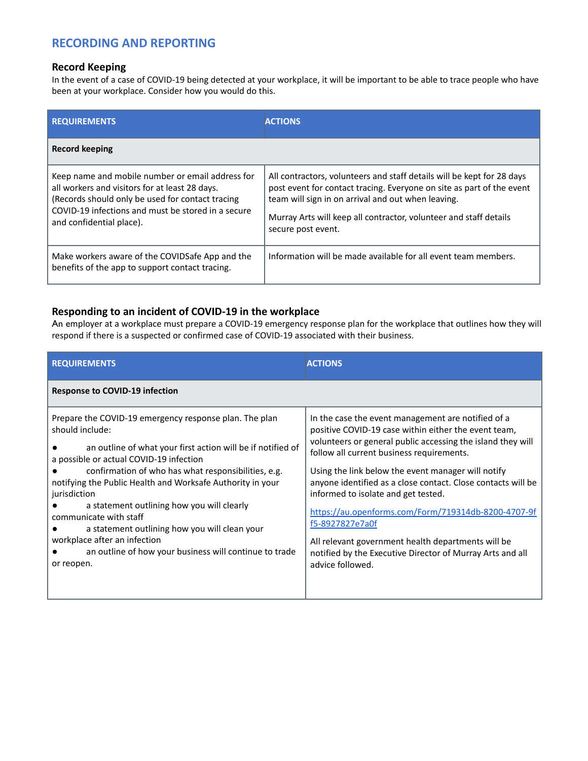## RECORDING AND REPORTING

### Record Keeping

In the event of a case of COVID-19 being detected at your workplace, it will be important to be able to trace people who have been at your workplace. Consider how you would do this.

| REQUIREMENTS | ACTIONS |
|---|---|
| **Record keeping** | |
| Keep name and mobile number or email address for all workers and visitors for at least 28 days. (Records should only be used for contact tracing COVID-19 infections and must be stored in a secure and confidential place). | All contractors, volunteers and staff details will be kept for 28 days post event for contact tracing. Everyone on site as part of the event team will sign in on arrival and out when leaving.<br><br>Murray Arts will keep all contractor, volunteer and staff details secure post event. |
| Make workers aware of the COVIDSafe App and the benefits of the app to support contact tracing. | Information will be made available for all event team members. |

### Responding to an incident of COVID-19 in the workplace

An employer at a workplace must prepare a COVID-19 emergency response plan for the workplace that outlines how they will respond if there is a suspected or confirmed case of COVID-19 associated with their business.

| REQUIREMENTS | ACTIONS |
|---|---|
| **Response to COVID-19 infection** | |
| Prepare the COVID-19 emergency response plan. The plan should include:<br>● an outline of what your first action will be if notified of a possible or actual COVID-19 infection<br>● confirmation of who has what responsibilities, e.g. notifying the Public Health and Worksafe Authority in your jurisdiction<br>● a statement outlining how you will clearly communicate with staff<br>● a statement outlining how you will clean your workplace after an infection<br>● an outline of how your business will continue to trade or reopen. | In the case the event management are notified of a positive COVID-19 case within either the event team, volunteers or general public accessing the island they will follow all current business requirements.<br><br>Using the link below the event manager will notify anyone identified as a close contact. Close contacts will be informed to isolate and get tested.<br><br>https://au.openforms.com/Form/719314db-8200-4707-9ff5-8927827e7a0f<br><br>All relevant government health departments will be notified by the Executive Director of Murray Arts and all advice followed. |